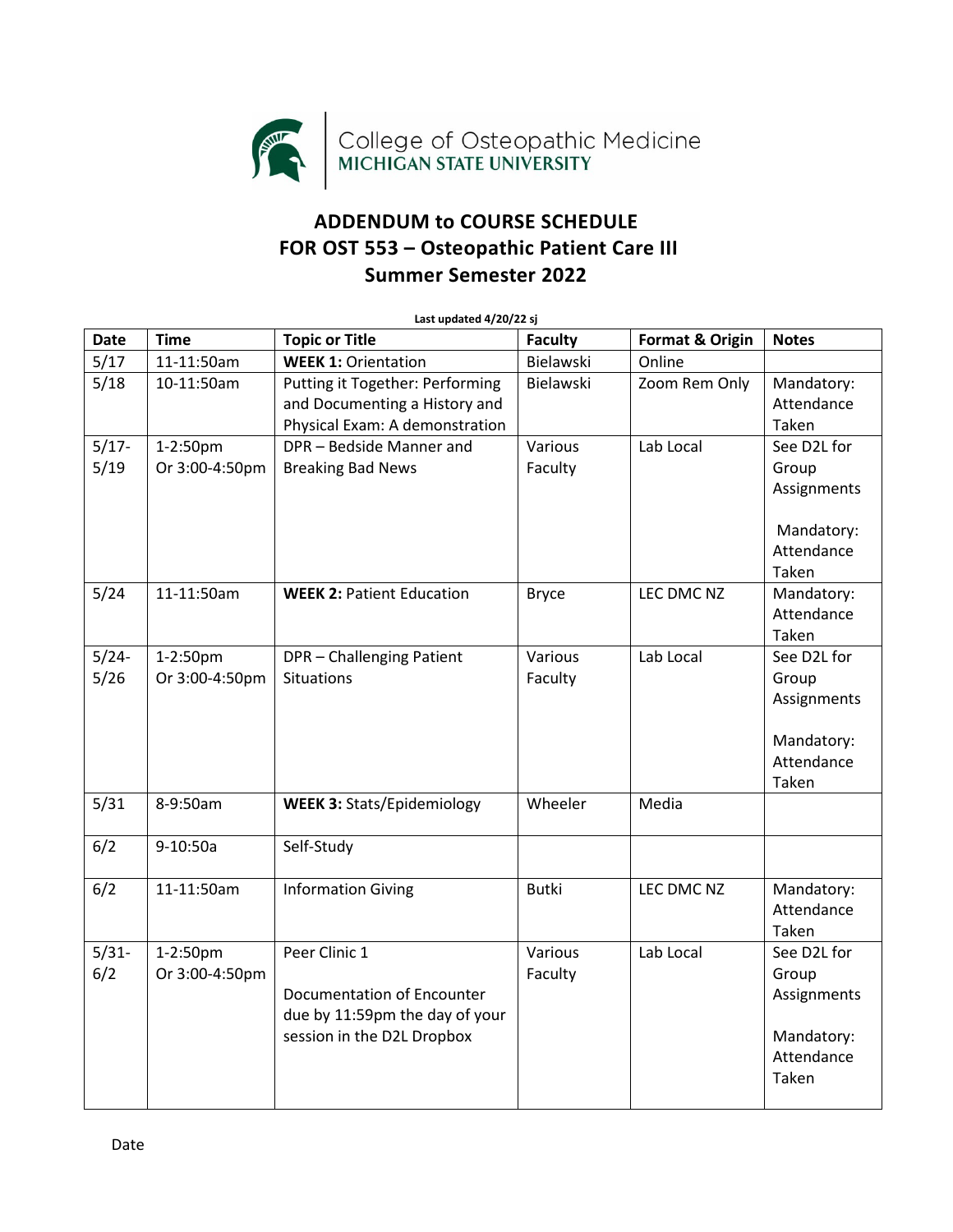College of Osteopathic Medicine
MICHIGAN STATE UNIVERSITY

# ADDENDUM to COURSE SCHEDULE
# FOR OST 553 – Osteopathic Patient Care III
# Summer Semester 2022

**Last updated 4/20/22 sj**

| Date | Time | Topic or Title | Faculty | Format & Origin | Notes |
|---|---|---|---|---|---|
| 5/17 | 11-11:50am | **WEEK 1:** Orientation | Bielawski | Online | |
| 5/18 | 10-11:50am | Putting it Together: Performing and Documenting a History and Physical Exam: A demonstration | Bielawski | Zoom Rem Only | Mandatory: Attendance Taken |
| 5/17-5/19 | 1-2:50pm Or 3:00-4:50pm | DPR – Bedside Manner and Breaking Bad News | Various Faculty | Lab Local | See D2L for Group Assignments<br><br>Mandatory: Attendance Taken |
| 5/24 | 11-11:50am | **WEEK 2:** Patient Education | Bryce | LEC DMC NZ | Mandatory: Attendance Taken |
| 5/24-5/26 | 1-2:50pm Or 3:00-4:50pm | DPR – Challenging Patient Situations | Various Faculty | Lab Local | See D2L for Group Assignments<br><br>Mandatory: Attendance Taken |
| 5/31 | 8-9:50am | **WEEK 3:** Stats/Epidemiology | Wheeler | Media | |
| 6/2 | 9-10:50a | Self-Study | | | |
| 6/2 | 11-11:50am | Information Giving | Butki | LEC DMC NZ | Mandatory: Attendance Taken |
| 5/31-6/2 | 1-2:50pm Or 3:00-4:50pm | Peer Clinic 1<br><br>Documentation of Encounter due by 11:59pm the day of your session in the D2L Dropbox | Various Faculty | Lab Local | See D2L for Group Assignments<br><br>Mandatory: Attendance Taken |

Date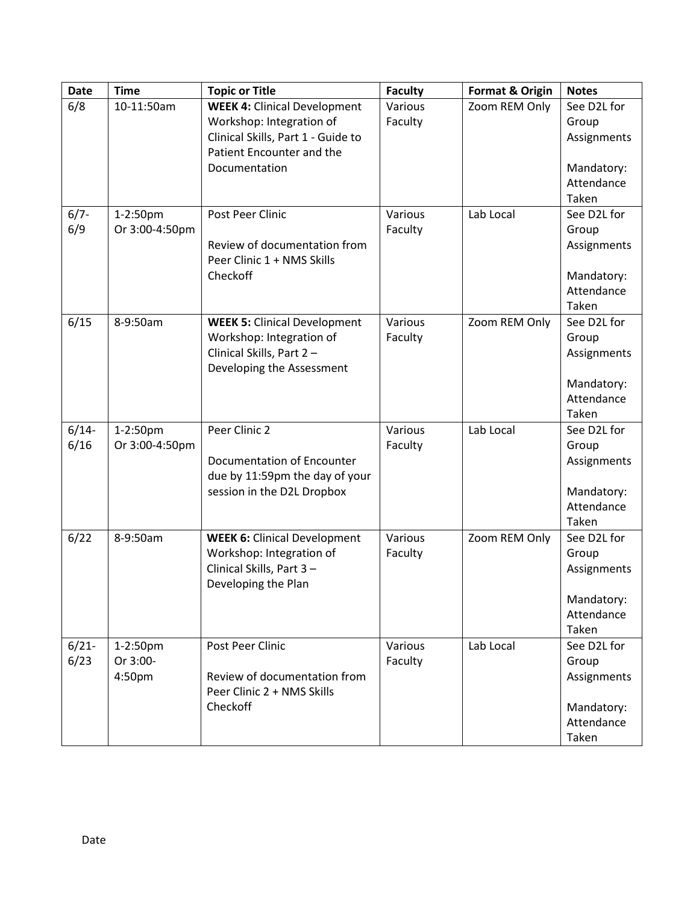| Date | Time | Topic or Title | Faculty | Format & Origin | Notes |
| --- | --- | --- | --- | --- | --- |
| 6/8 | 10-11:50am | **WEEK 4:** Clinical Development Workshop: Integration of Clinical Skills, Part 1 - Guide to Patient Encounter and the Documentation | Various Faculty | Zoom REM Only | See D2L for Group Assignments<br><br>Mandatory: Attendance Taken |
| 6/7-6/9 | 1-2:50pm Or 3:00-4:50pm | Post Peer Clinic<br><br>Review of documentation from Peer Clinic 1 + NMS Skills Checkoff | Various Faculty | Lab Local | See D2L for Group Assignments<br><br>Mandatory: Attendance Taken |
| 6/15 | 8-9:50am | **WEEK 5:** Clinical Development Workshop: Integration of Clinical Skills, Part 2 – Developing the Assessment | Various Faculty | Zoom REM Only | See D2L for Group Assignments<br><br>Mandatory: Attendance Taken |
| 6/14-6/16 | 1-2:50pm Or 3:00-4:50pm | Peer Clinic 2<br><br>Documentation of Encounter due by 11:59pm the day of your session in the D2L Dropbox | Various Faculty | Lab Local | See D2L for Group Assignments<br><br>Mandatory: Attendance Taken |
| 6/22 | 8-9:50am | **WEEK 6:** Clinical Development Workshop: Integration of Clinical Skills, Part 3 – Developing the Plan | Various Faculty | Zoom REM Only | See D2L for Group Assignments<br><br>Mandatory: Attendance Taken |
| 6/21-6/23 | 1-2:50pm Or 3:00-4:50pm | Post Peer Clinic<br><br>Review of documentation from Peer Clinic 2 + NMS Skills Checkoff | Various Faculty | Lab Local | See D2L for Group Assignments<br><br>Mandatory: Attendance Taken |

Date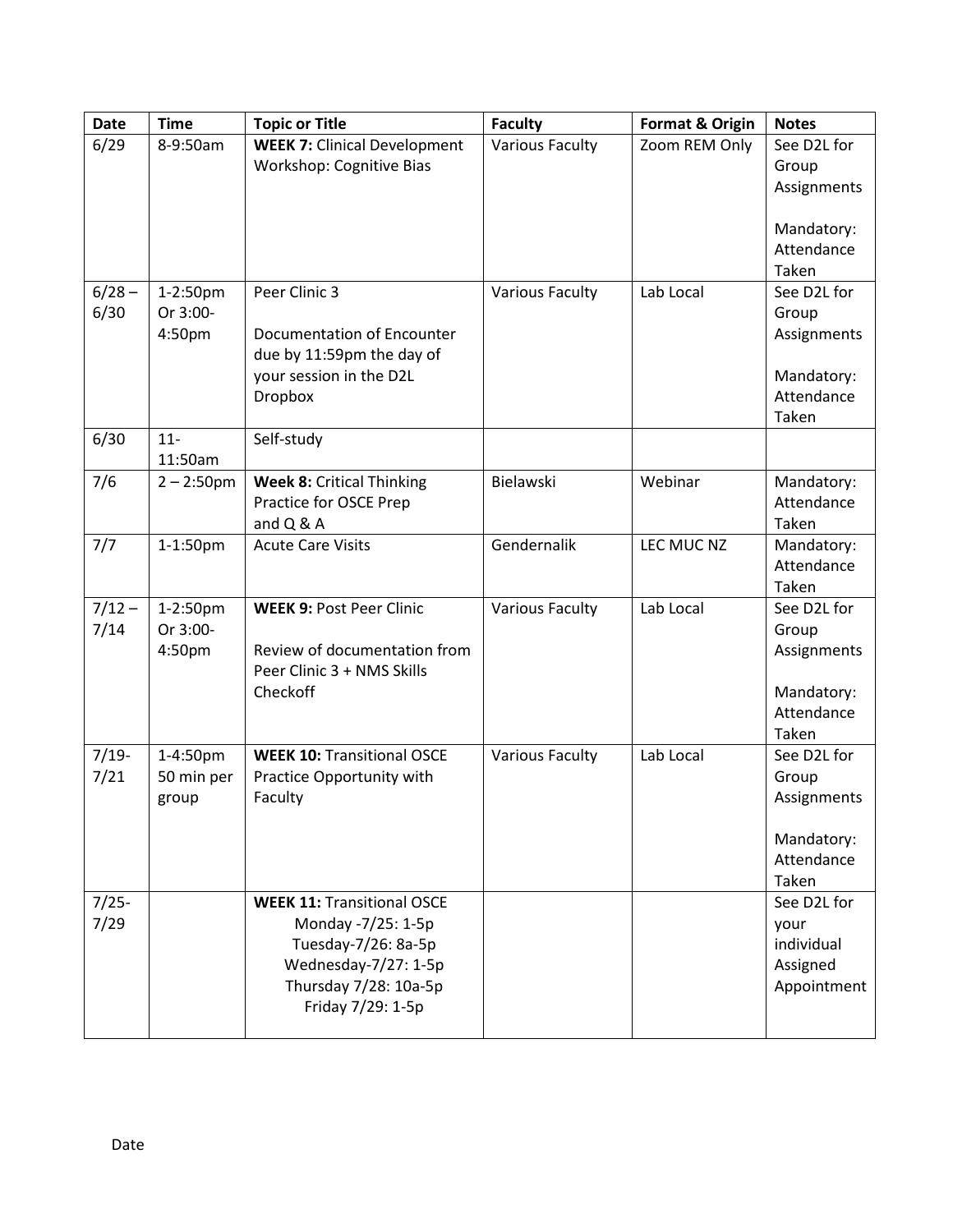| Date | Time | Topic or Title | Faculty | Format & Origin | Notes |
|---|---|---|---|---|---|
| 6/29 | 8-9:50am | **WEEK 7:** Clinical Development Workshop: Cognitive Bias | Various Faculty | Zoom REM Only | See D2L for Group Assignments<br><br>Mandatory: Attendance Taken |
| 6/28 – 6/30 | 1-2:50pm Or 3:00-4:50pm | Peer Clinic 3<br><br>Documentation of Encounter due by 11:59pm the day of your session in the D2L Dropbox | Various Faculty | Lab Local | See D2L for Group Assignments<br><br>Mandatory: Attendance Taken |
| 6/30 | 11-11:50am | Self-study | | | |
| 7/6 | 2 – 2:50pm | **Week 8:** Critical Thinking Practice for OSCE Prep and Q & A | Bielawski | Webinar | Mandatory: Attendance Taken |
| 7/7 | 1-1:50pm | Acute Care Visits | Gendernalik | LEC MUC NZ | Mandatory: Attendance Taken |
| 7/12 – 7/14 | 1-2:50pm Or 3:00-4:50pm | **WEEK 9:** Post Peer Clinic<br><br>Review of documentation from Peer Clinic 3 + NMS Skills Checkoff | Various Faculty | Lab Local | See D2L for Group Assignments<br><br>Mandatory: Attendance Taken |
| 7/19-7/21 | 1-4:50pm 50 min per group | **WEEK 10:** Transitional OSCE Practice Opportunity with Faculty | Various Faculty | Lab Local | See D2L for Group Assignments<br><br>Mandatory: Attendance Taken |
| 7/25-7/29 | | **WEEK 11:** Transitional OSCE<br>Monday -7/25: 1-5p<br>Tuesday-7/26: 8a-5p<br>Wednesday-7/27: 1-5p<br>Thursday 7/28: 10a-5p<br>Friday 7/29: 1-5p | | | See D2L for your individual Assigned Appointment |

Date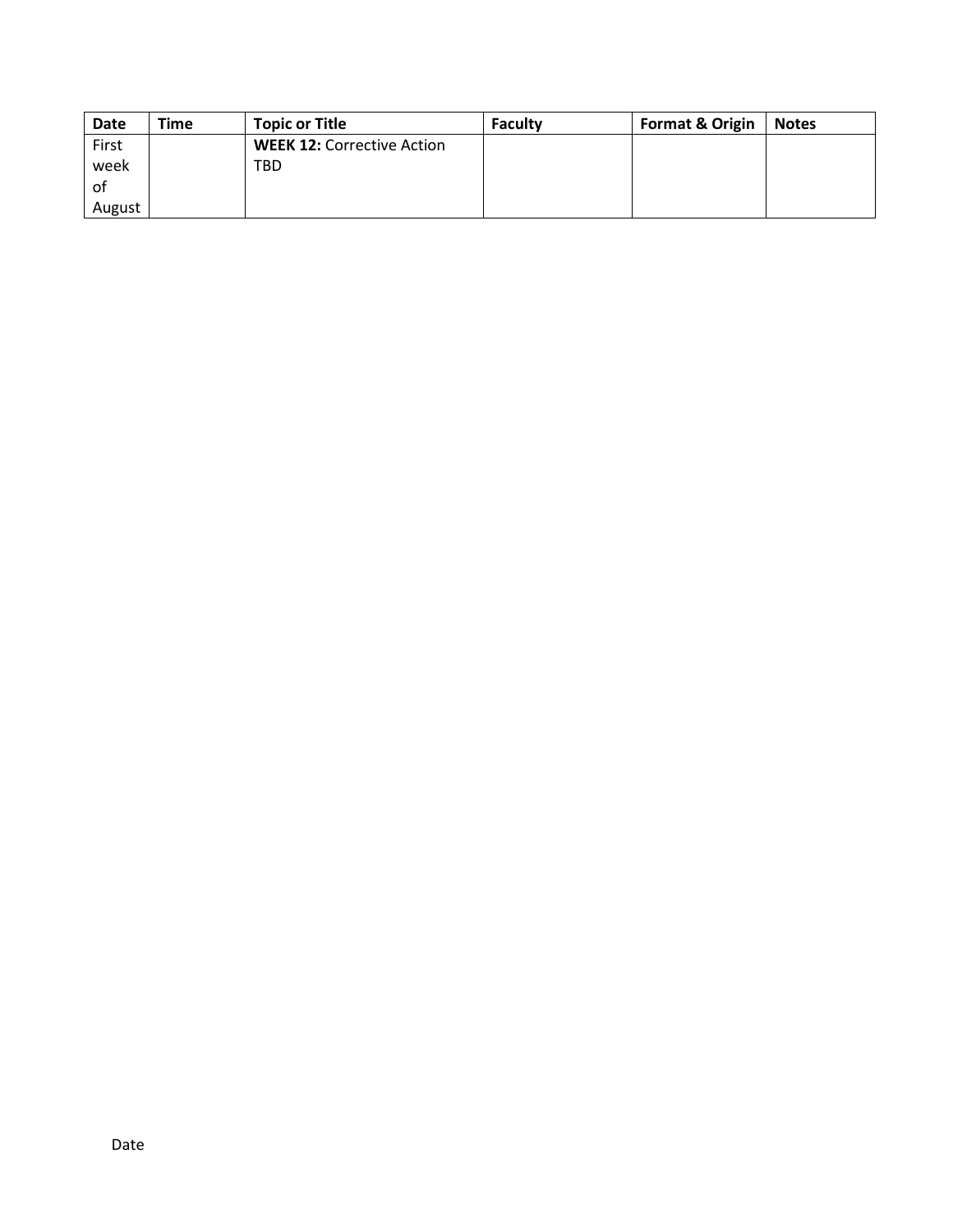| Date | Time | Topic or Title | Faculty | Format & Origin | Notes |
|---|---|---|---|---|---|
| First week of August | | **WEEK 12:** Corrective Action TBD | | | |

Date